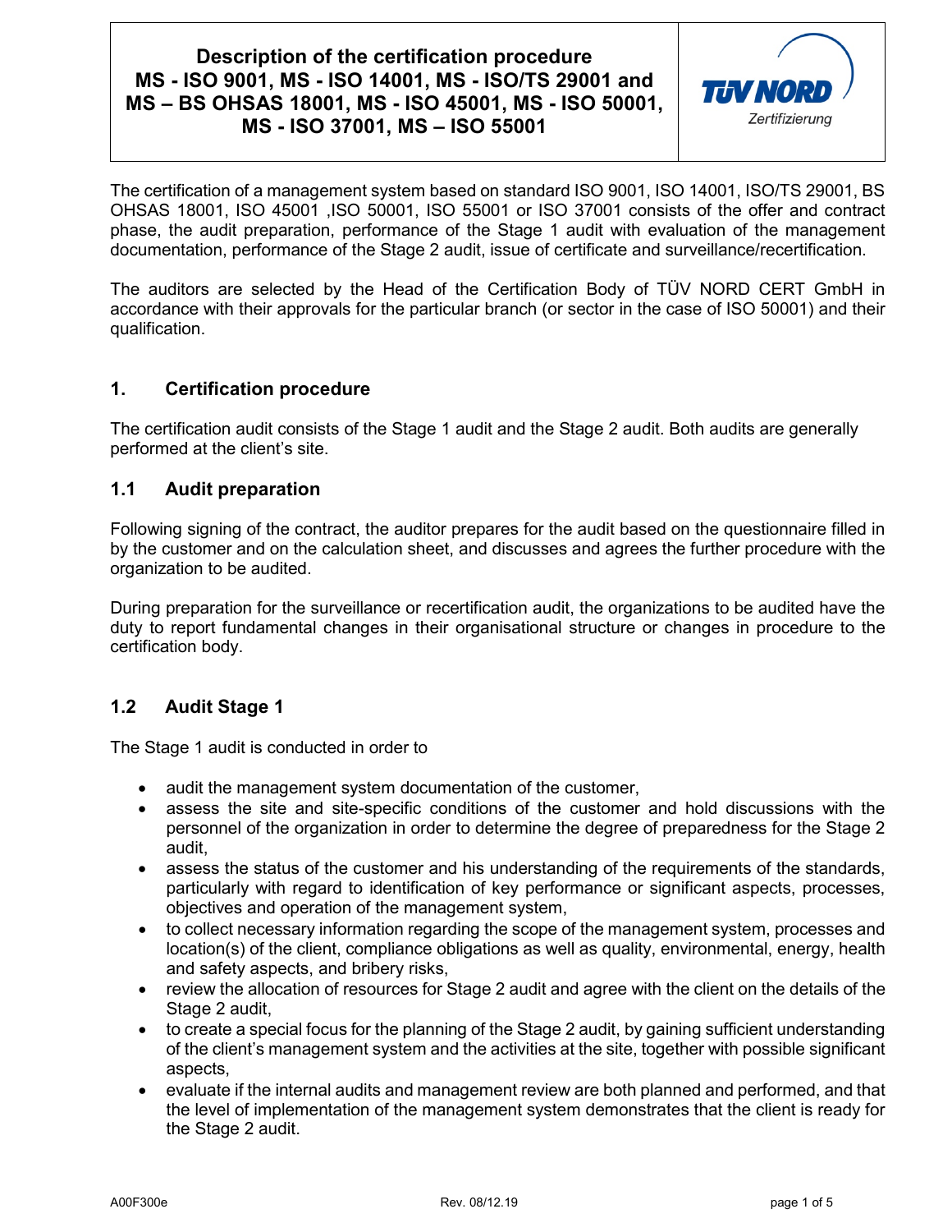# Description of the certification procedure MS - ISO 9001, MS - ISO 14001, MS - ISO/TS 29001 and MS – BS OHSAS 18001, MS - ISO 45001, MS - ISO 50001, MS - ISO 37001, MS – ISO 55001

TÜV NORD Zertifizierung

The certification of a management system based on standard ISO 9001, ISO 14001, ISO/TS 29001, BS OHSAS 18001, ISO 45001 ,ISO 50001, ISO 55001 or ISO 37001 consists of the offer and contract phase, the audit preparation, performance of the Stage 1 audit with evaluation of the management documentation, performance of the Stage 2 audit, issue of certificate and surveillance/recertification.

The auditors are selected by the Head of the Certification Body of TÜV NORD CERT GmbH in accordance with their approvals for the particular branch (or sector in the case of ISO 50001) and their qualification.

## 1. Certification procedure

The certification audit consists of the Stage 1 audit and the Stage 2 audit. Both audits are generally performed at the client's site.

### 1.1 Audit preparation

Following signing of the contract, the auditor prepares for the audit based on the questionnaire filled in by the customer and on the calculation sheet, and discusses and agrees the further procedure with the organization to be audited.

During preparation for the surveillance or recertification audit, the organizations to be audited have the duty to report fundamental changes in their organisational structure or changes in procedure to the certification body.

### 1.2 Audit Stage 1

The Stage 1 audit is conducted in order to

- audit the management system documentation of the customer,
- assess the site and site-specific conditions of the customer and hold discussions with the personnel of the organization in order to determine the degree of preparedness for the Stage 2 audit,
- assess the status of the customer and his understanding of the requirements of the standards, particularly with regard to identification of key performance or significant aspects, processes, objectives and operation of the management system,
- to collect necessary information regarding the scope of the management system, processes and location(s) of the client, compliance obligations as well as quality, environmental, energy, health and safety aspects, and bribery risks,
- review the allocation of resources for Stage 2 audit and agree with the client on the details of the Stage 2 audit,
- to create a special focus for the planning of the Stage 2 audit, by gaining sufficient understanding of the client's management system and the activities at the site, together with possible significant aspects,
- evaluate if the internal audits and management review are both planned and performed, and that the level of implementation of the management system demonstrates that the client is ready for the Stage 2 audit.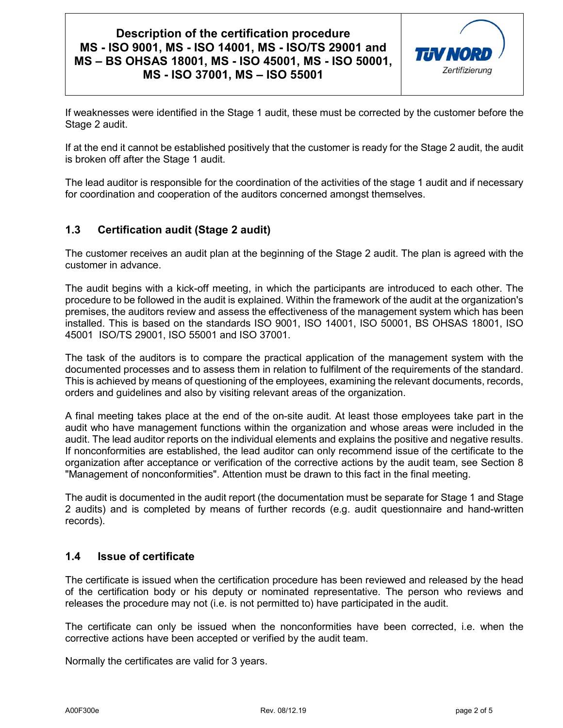If weaknesses were identified in the Stage 1 audit, these must be corrected by the customer before the Stage 2 audit.

If at the end it cannot be established positively that the customer is ready for the Stage 2 audit, the audit is broken off after the Stage 1 audit.

The lead auditor is responsible for the coordination of the activities of the stage 1 audit and if necessary for coordination and cooperation of the auditors concerned amongst themselves.

## 1.3 Certification audit (Stage 2 audit)

The customer receives an audit plan at the beginning of the Stage 2 audit. The plan is agreed with the customer in advance.

The audit begins with a kick-off meeting, in which the participants are introduced to each other. The procedure to be followed in the audit is explained. Within the framework of the audit at the organization's premises, the auditors review and assess the effectiveness of the management system which has been installed. This is based on the standards ISO 9001, ISO 14001, ISO 50001, BS OHSAS 18001, ISO 45001 ISO/TS 29001, ISO 55001 and ISO 37001.

The task of the auditors is to compare the practical application of the management system with the documented processes and to assess them in relation to fulfilment of the requirements of the standard. This is achieved by means of questioning of the employees, examining the relevant documents, records, orders and guidelines and also by visiting relevant areas of the organization.

A final meeting takes place at the end of the on-site audit. At least those employees take part in the audit who have management functions within the organization and whose areas were included in the audit. The lead auditor reports on the individual elements and explains the positive and negative results. If nonconformities are established, the lead auditor can only recommend issue of the certificate to the organization after acceptance or verification of the corrective actions by the audit team, see Section 8 "Management of nonconformities". Attention must be drawn to this fact in the final meeting.

The audit is documented in the audit report (the documentation must be separate for Stage 1 and Stage 2 audits) and is completed by means of further records (e.g. audit questionnaire and hand-written records).

## 1.4 Issue of certificate

The certificate is issued when the certification procedure has been reviewed and released by the head of the certification body or his deputy or nominated representative. The person who reviews and releases the procedure may not (i.e. is not permitted to) have participated in the audit.

The certificate can only be issued when the nonconformities have been corrected, i.e. when the corrective actions have been accepted or verified by the audit team.

Normally the certificates are valid for 3 years.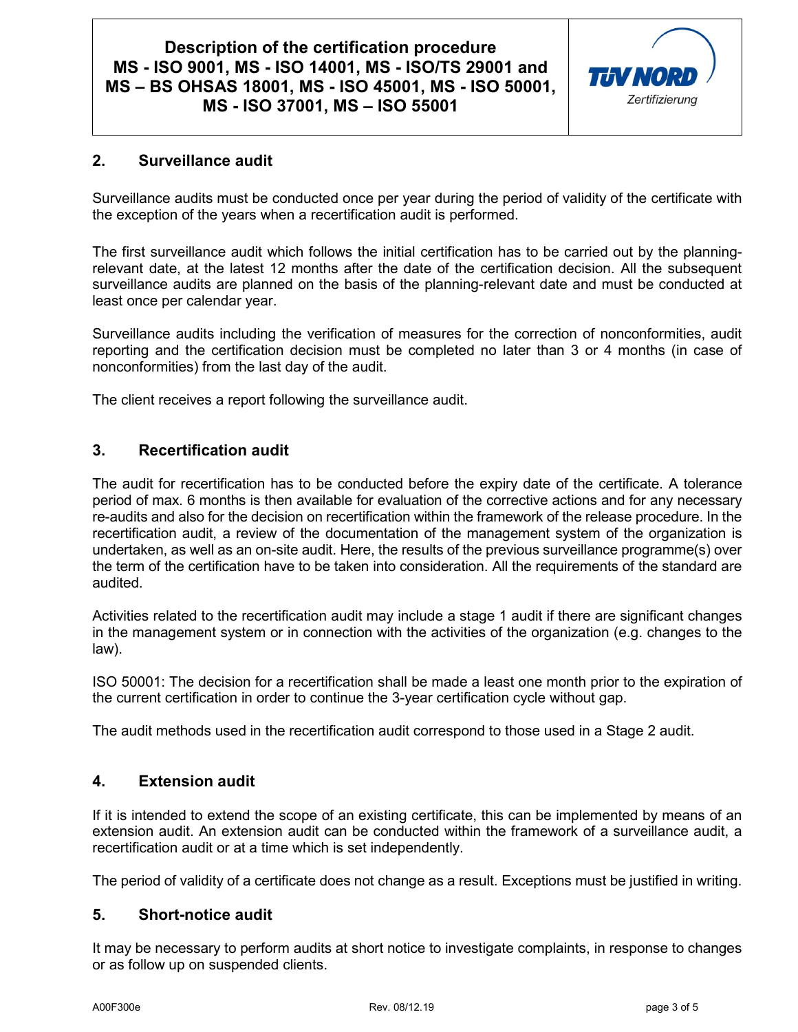## 2. Surveillance audit

Surveillance audits must be conducted once per year during the period of validity of the certificate with the exception of the years when a recertification audit is performed.

The first surveillance audit which follows the initial certification has to be carried out by the planning-relevant date, at the latest 12 months after the date of the certification decision. All the subsequent surveillance audits are planned on the basis of the planning-relevant date and must be conducted at least once per calendar year.

Surveillance audits including the verification of measures for the correction of nonconformities, audit reporting and the certification decision must be completed no later than 3 or 4 months (in case of nonconformities) from the last day of the audit.

The client receives a report following the surveillance audit.

## 3. Recertification audit

The audit for recertification has to be conducted before the expiry date of the certificate. A tolerance period of max. 6 months is then available for evaluation of the corrective actions and for any necessary re-audits and also for the decision on recertification within the framework of the release procedure. In the recertification audit, a review of the documentation of the management system of the organization is undertaken, as well as an on-site audit. Here, the results of the previous surveillance programme(s) over the term of the certification have to be taken into consideration. All the requirements of the standard are audited.

Activities related to the recertification audit may include a stage 1 audit if there are significant changes in the management system or in connection with the activities of the organization (e.g. changes to the law).

ISO 50001: The decision for a recertification shall be made a least one month prior to the expiration of the current certification in order to continue the 3-year certification cycle without gap.

The audit methods used in the recertification audit correspond to those used in a Stage 2 audit.

## 4. Extension audit

If it is intended to extend the scope of an existing certificate, this can be implemented by means of an extension audit. An extension audit can be conducted within the framework of a surveillance audit, a recertification audit or at a time which is set independently.

The period of validity of a certificate does not change as a result. Exceptions must be justified in writing.

## 5. Short-notice audit

It may be necessary to perform audits at short notice to investigate complaints, in response to changes or as follow up on suspended clients.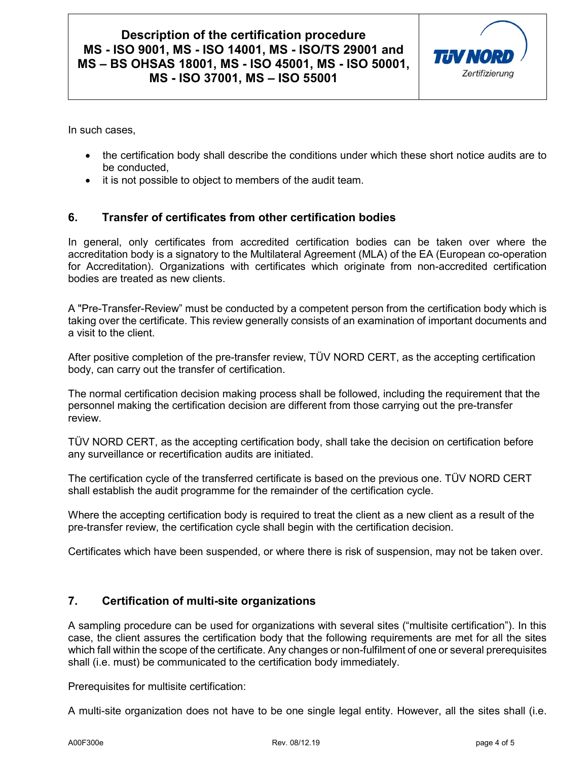In such cases,

- the certification body shall describe the conditions under which these short notice audits are to be conducted,
- it is not possible to object to members of the audit team.

## 6. Transfer of certificates from other certification bodies

In general, only certificates from accredited certification bodies can be taken over where the accreditation body is a signatory to the Multilateral Agreement (MLA) of the EA (European co-operation for Accreditation). Organizations with certificates which originate from non-accredited certification bodies are treated as new clients.

A "Pre-Transfer-Review" must be conducted by a competent person from the certification body which is taking over the certificate. This review generally consists of an examination of important documents and a visit to the client.

After positive completion of the pre-transfer review, TÜV NORD CERT, as the accepting certification body, can carry out the transfer of certification.

The normal certification decision making process shall be followed, including the requirement that the personnel making the certification decision are different from those carrying out the pre-transfer review.

TÜV NORD CERT, as the accepting certification body, shall take the decision on certification before any surveillance or recertification audits are initiated.

The certification cycle of the transferred certificate is based on the previous one. TÜV NORD CERT shall establish the audit programme for the remainder of the certification cycle.

Where the accepting certification body is required to treat the client as a new client as a result of the pre-transfer review, the certification cycle shall begin with the certification decision.

Certificates which have been suspended, or where there is risk of suspension, may not be taken over.

## 7. Certification of multi-site organizations

A sampling procedure can be used for organizations with several sites ("multisite certification"). In this case, the client assures the certification body that the following requirements are met for all the sites which fall within the scope of the certificate. Any changes or non-fulfilment of one or several prerequisites shall (i.e. must) be communicated to the certification body immediately.

Prerequisites for multisite certification:

A multi-site organization does not have to be one single legal entity. However, all the sites shall (i.e.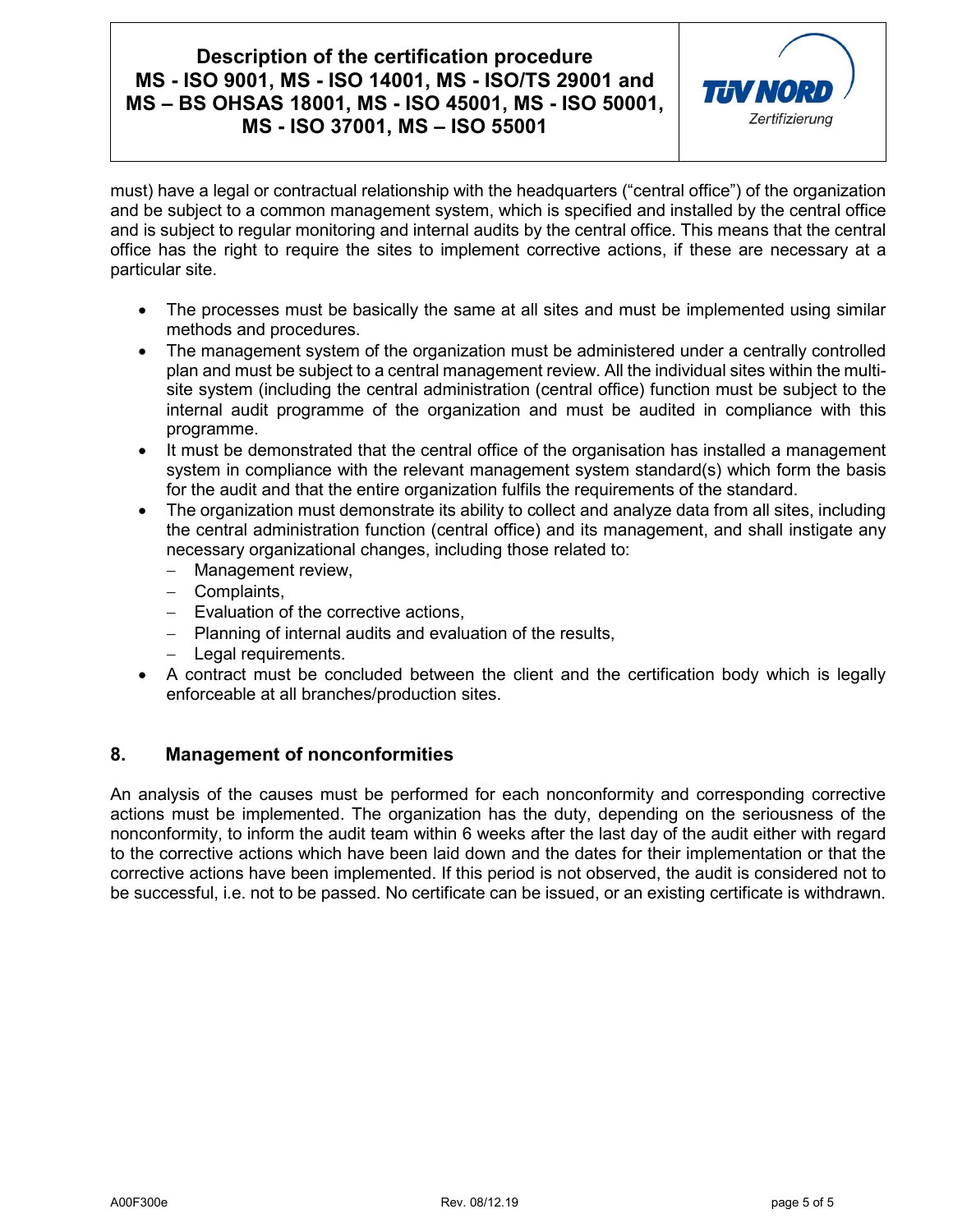must) have a legal or contractual relationship with the headquarters ("central office") of the organization and be subject to a common management system, which is specified and installed by the central office and is subject to regular monitoring and internal audits by the central office. This means that the central office has the right to require the sites to implement corrective actions, if these are necessary at a particular site.

- The processes must be basically the same at all sites and must be implemented using similar methods and procedures.
- The management system of the organization must be administered under a centrally controlled plan and must be subject to a central management review. All the individual sites within the multi-site system (including the central administration (central office) function must be subject to the internal audit programme of the organization and must be audited in compliance with this programme.
- It must be demonstrated that the central office of the organisation has installed a management system in compliance with the relevant management system standard(s) which form the basis for the audit and that the entire organization fulfils the requirements of the standard.
- The organization must demonstrate its ability to collect and analyze data from all sites, including the central administration function (central office) and its management, and shall instigate any necessary organizational changes, including those related to:
  - Management review,
  - Complaints,
  - Evaluation of the corrective actions,
  - Planning of internal audits and evaluation of the results,
  - Legal requirements.
- A contract must be concluded between the client and the certification body which is legally enforceable at all branches/production sites.

## 8. Management of nonconformities

An analysis of the causes must be performed for each nonconformity and corresponding corrective actions must be implemented. The organization has the duty, depending on the seriousness of the nonconformity, to inform the audit team within 6 weeks after the last day of the audit either with regard to the corrective actions which have been laid down and the dates for their implementation or that the corrective actions have been implemented. If this period is not observed, the audit is considered not to be successful, i.e. not to be passed. No certificate can be issued, or an existing certificate is withdrawn.